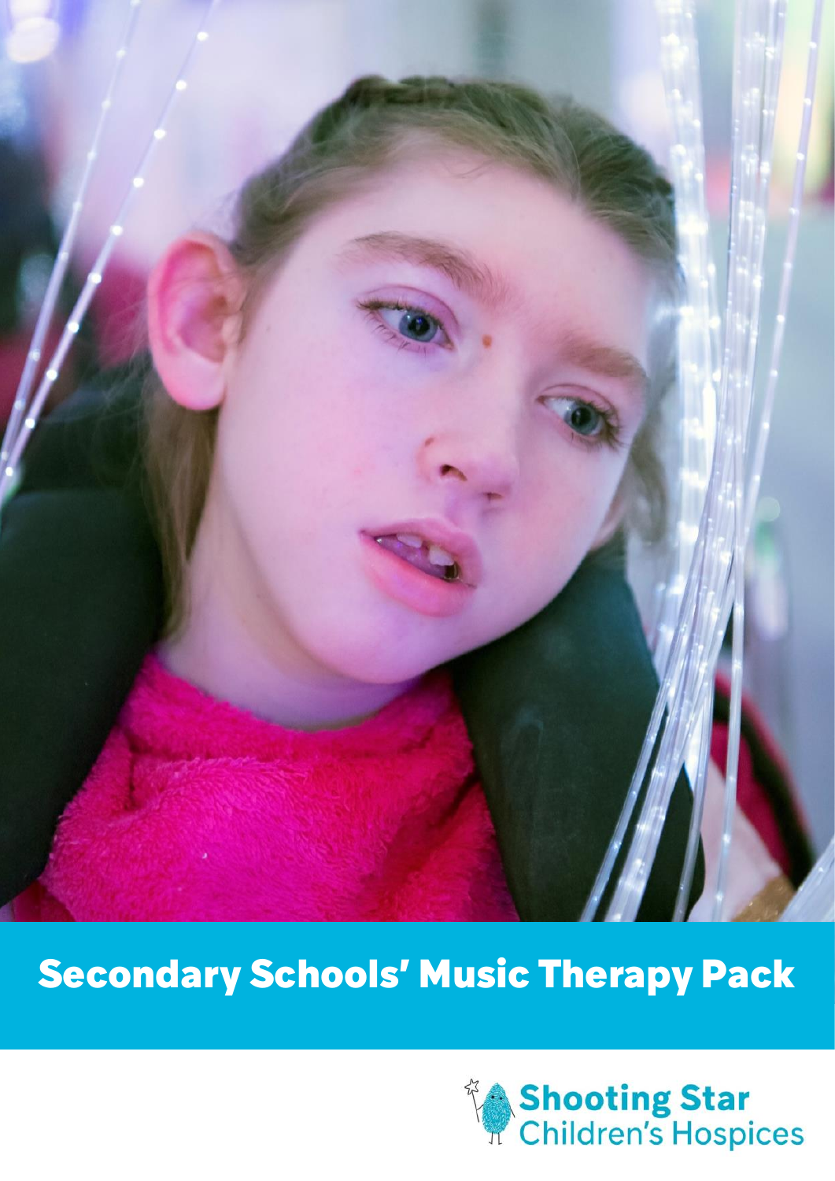# Secondary Schools' Music Therapy Pack

Shooting Star Children's Hospices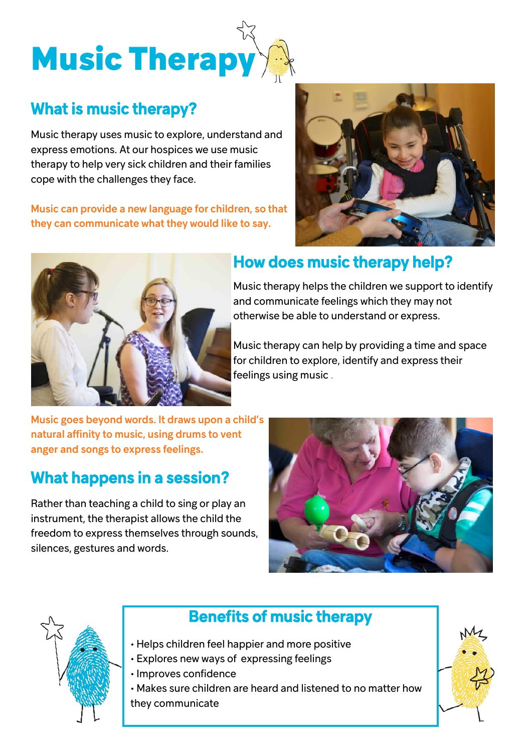# Music Therapy

## What is music therapy?

Music therapy uses music to explore, understand and express emotions. At our hospices we use music therapy to help very sick children and their families cope with the challenges they face.

**Music can provide a new language for children, so that they can communicate what they would like to say.**

## How does music therapy help?

Music therapy helps the children we support to identify and communicate feelings which they may not otherwise be able to understand or express.

Music therapy can help by providing a time and space for children to explore, identify and express their feelings using music .

**Music goes beyond words. It draws upon a child's natural affinity to music, using drums to vent anger and songs to express feelings.**

## What happens in a session?

Rather than teaching a child to sing or play an instrument, the therapist allows the child the freedom to express themselves through sounds, silences, gestures and words.

## Benefits of music therapy

- Helps children feel happier and more positive
- Explores new ways of expressing feelings
- Improves confidence
- Makes sure children are heard and listened to no matter how they communicate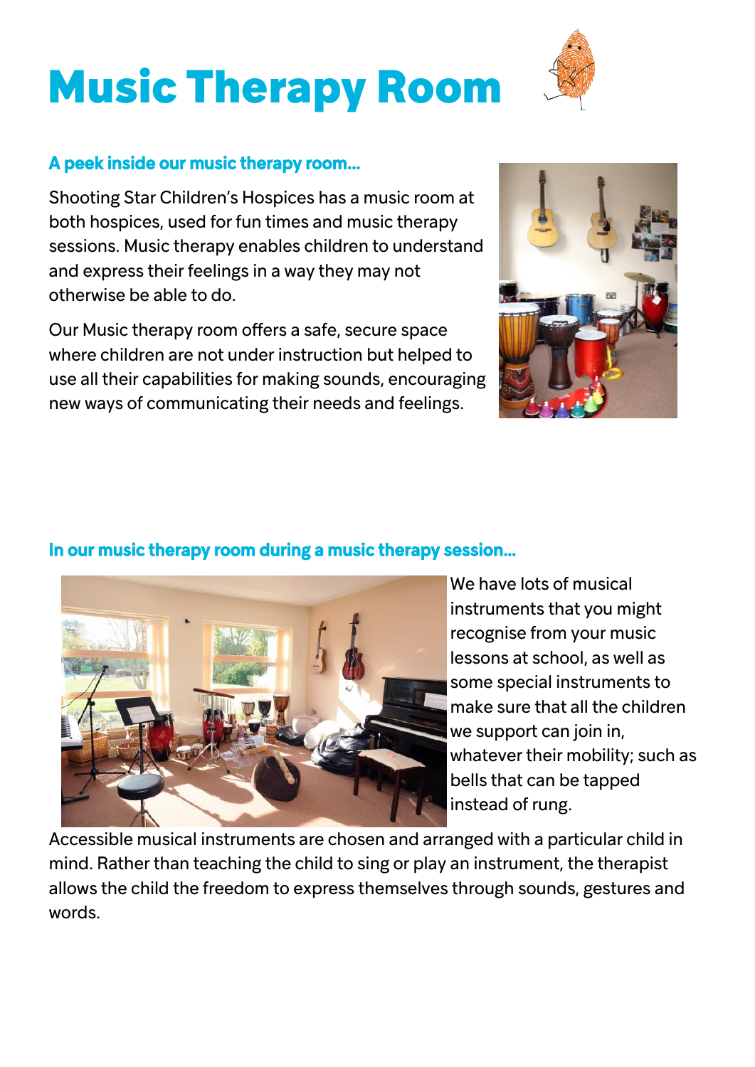# Music Therapy Room

## A peek inside our music therapy room...

Shooting Star Children's Hospices has a music room at both hospices, used for fun times and music therapy sessions. Music therapy enables children to understand and express their feelings in a way they may not otherwise be able to do.

Our Music therapy room offers a safe, secure space where children are not under instruction but helped to use all their capabilities for making sounds, encouraging new ways of communicating their needs and feelings.

## In our music therapy room during a music therapy session...

We have lots of musical instruments that you might recognise from your music lessons at school, as well as some special instruments to make sure that all the children we support can join in, whatever their mobility; such as bells that can be tapped instead of rung.

Accessible musical instruments are chosen and arranged with a particular child in mind. Rather than teaching the child to sing or play an instrument, the therapist allows the child the freedom to express themselves through sounds, gestures and words.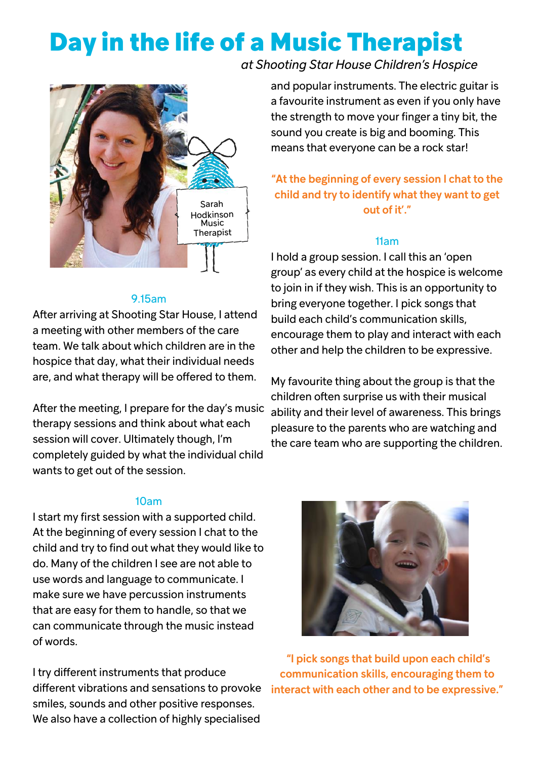# Day in the life of a Music Therapist

*at Shooting Star House Children's Hospice*

Sarah Hodkinson
Music Therapist

### 9.15am

After arriving at Shooting Star House, I attend a meeting with other members of the care team. We talk about which children are in the hospice that day, what their individual needs are, and what therapy will be offered to them.

After the meeting, I prepare for the day's music therapy sessions and think about what each session will cover. Ultimately though, I'm completely guided by what the individual child wants to get out of the session.

### 10am

I start my first session with a supported child. At the beginning of every session I chat to the child and try to find out what they would like to do. Many of the children I see are not able to use words and language to communicate. I make sure we have percussion instruments that are easy for them to handle, so that we can communicate through the music instead of words.

I try different instruments that produce different vibrations and sensations to provoke smiles, sounds and other positive responses. We also have a collection of highly specialised and popular instruments. The electric guitar is a favourite instrument as even if you only have the strength to move your finger a tiny bit, the sound you create is big and booming. This means that everyone can be a rock star!

**"At the beginning of every session I chat to the child and try to identify what they want to get out of it'."**

### 11am

I hold a group session. I call this an 'open group' as every child at the hospice is welcome to join in if they wish. This is an opportunity to bring everyone together. I pick songs that build each child's communication skills, encourage them to play and interact with each other and help the children to be expressive.

My favourite thing about the group is that the children often surprise us with their musical ability and their level of awareness. This brings pleasure to the parents who are watching and the care team who are supporting the children.

**"I pick songs that build upon each child's communication skills, encouraging them to interact with each other and to be expressive."**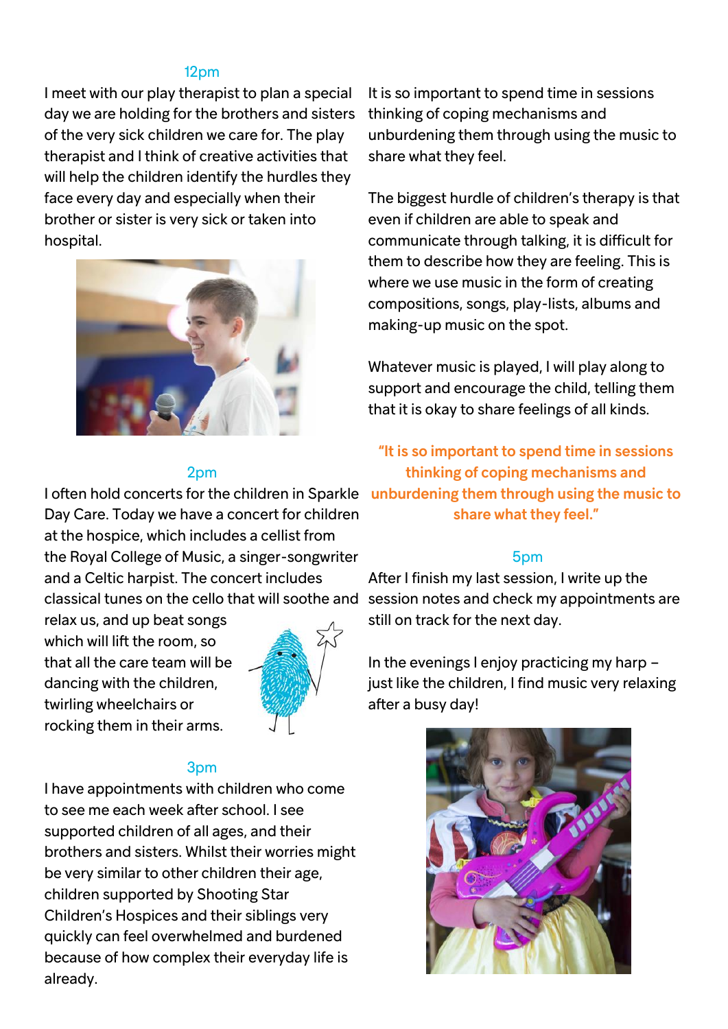### 12pm

I meet with our play therapist to plan a special day we are holding for the brothers and sisters of the very sick children we care for. The play therapist and I think of creative activities that will help the children identify the hurdles they face every day and especially when their brother or sister is very sick or taken into hospital.

### 2pm

I often hold concerts for the children in Sparkle Day Care. Today we have a concert for children at the hospice, which includes a cellist from the Royal College of Music, a singer-songwriter and a Celtic harpist. The concert includes classical tunes on the cello that will soothe and relax us, and up beat songs which will lift the room, so that all the care team will be dancing with the children, twirling wheelchairs or rocking them in their arms.

### 3pm

I have appointments with children who come to see me each week after school. I see supported children of all ages, and their brothers and sisters. Whilst their worries might be very similar to other children their age, children supported by Shooting Star Children's Hospices and their siblings very quickly can feel overwhelmed and burdened because of how complex their everyday life is already.

It is so important to spend time in sessions thinking of coping mechanisms and unburdening them through using the music to share what they feel.

The biggest hurdle of children's therapy is that even if children are able to speak and communicate through talking, it is difficult for them to describe how they are feeling. This is where we use music in the form of creating compositions, songs, play-lists, albums and making-up music on the spot.

Whatever music is played, I will play along to support and encourage the child, telling them that it is okay to share feelings of all kinds.

**"It is so important to spend time in sessions thinking of coping mechanisms and unburdening them through using the music to share what they feel."**

### 5pm

After I finish my last session, I write up the session notes and check my appointments are still on track for the next day.

In the evenings I enjoy practicing my harp – just like the children, I find music very relaxing after a busy day!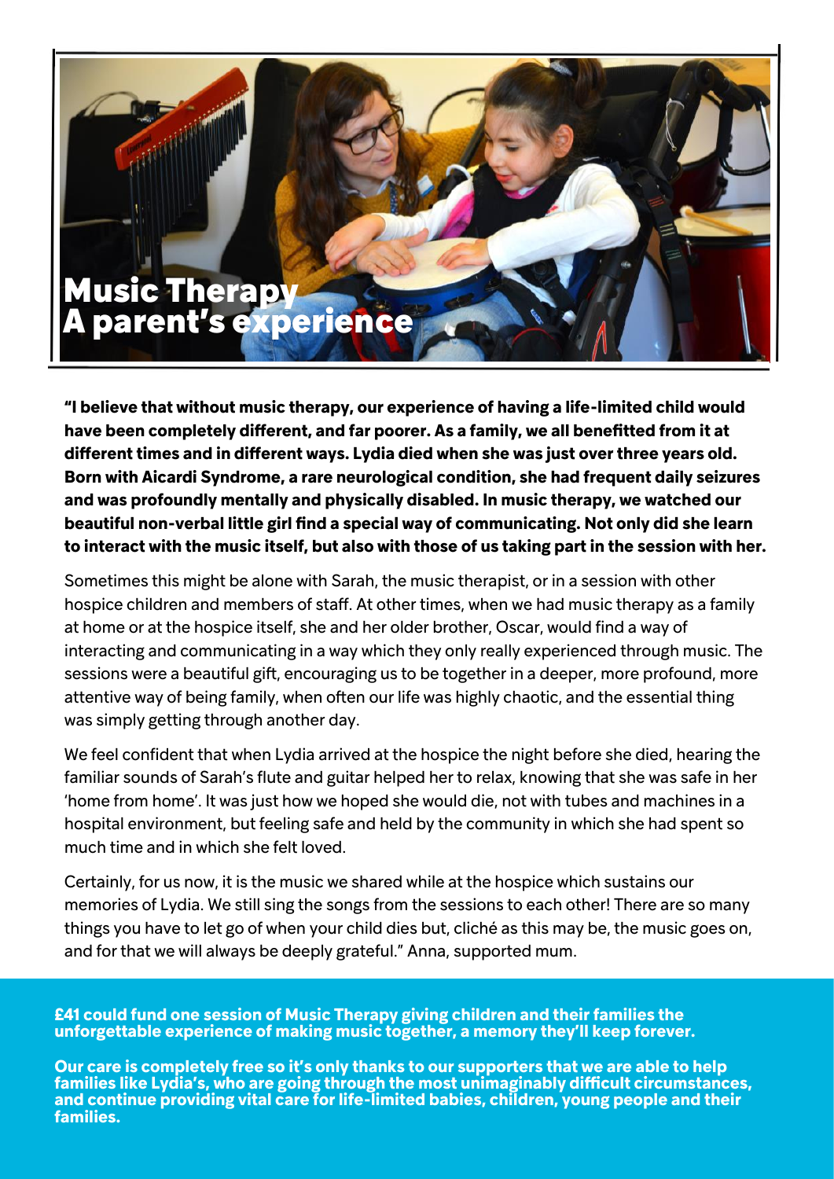# Music Therapy
## A parent's experience

**"I believe that without music therapy, our experience of having a life-limited child would have been completely different, and far poorer. As a family, we all benefitted from it at different times and in different ways. Lydia died when she was just over three years old. Born with Aicardi Syndrome, a rare neurological condition, she had frequent daily seizures and was profoundly mentally and physically disabled. In music therapy, we watched our beautiful non-verbal little girl find a special way of communicating. Not only did she learn to interact with the music itself, but also with those of us taking part in the session with her.**

Sometimes this might be alone with Sarah, the music therapist, or in a session with other hospice children and members of staff. At other times, when we had music therapy as a family at home or at the hospice itself, she and her older brother, Oscar, would find a way of interacting and communicating in a way which they only really experienced through music. The sessions were a beautiful gift, encouraging us to be together in a deeper, more profound, more attentive way of being family, when often our life was highly chaotic, and the essential thing was simply getting through another day.

We feel confident that when Lydia arrived at the hospice the night before she died, hearing the familiar sounds of Sarah's flute and guitar helped her to relax, knowing that she was safe in her 'home from home'. It was just how we hoped she would die, not with tubes and machines in a hospital environment, but feeling safe and held by the community in which she had spent so much time and in which she felt loved.

Certainly, for us now, it is the music we shared while at the hospice which sustains our memories of Lydia. We still sing the songs from the sessions to each other! There are so many things you have to let go of when your child dies but, cliché as this may be, the music goes on, and for that we will always be deeply grateful." Anna, supported mum.

**£41 could fund one session of Music Therapy giving children and their families the unforgettable experience of making music together, a memory they'll keep forever.**

**Our care is completely free so it's only thanks to our supporters that we are able to help families like Lydia's, who are going through the most unimaginably difficult circumstances, and continue providing vital care for life-limited babies, children, young people and their families.**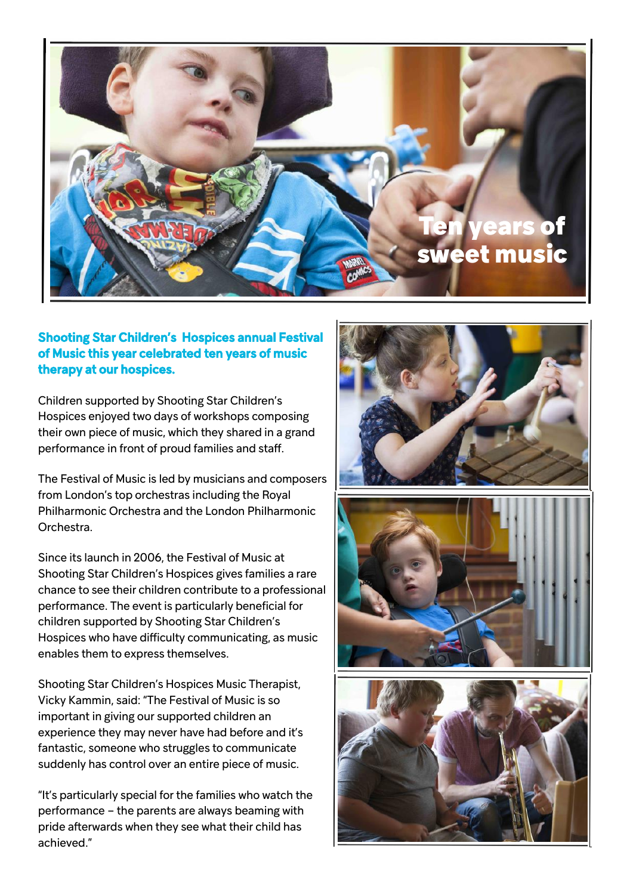# Ten years of sweet music

**Shooting Star Children's Hospices annual Festival of Music this year celebrated ten years of music therapy at our hospices.**

Children supported by Shooting Star Children's Hospices enjoyed two days of workshops composing their own piece of music, which they shared in a grand performance in front of proud families and staff.

The Festival of Music is led by musicians and composers from London's top orchestras including the Royal Philharmonic Orchestra and the London Philharmonic Orchestra.

Since its launch in 2006, the Festival of Music at Shooting Star Children's Hospices gives families a rare chance to see their children contribute to a professional performance. The event is particularly beneficial for children supported by Shooting Star Children's Hospices who have difficulty communicating, as music enables them to express themselves.

Shooting Star Children's Hospices Music Therapist, Vicky Kammin, said: "The Festival of Music is so important in giving our supported children an experience they may never have had before and it's fantastic, someone who struggles to communicate suddenly has control over an entire piece of music.

"It's particularly special for the families who watch the performance – the parents are always beaming with pride afterwards when they see what their child has achieved."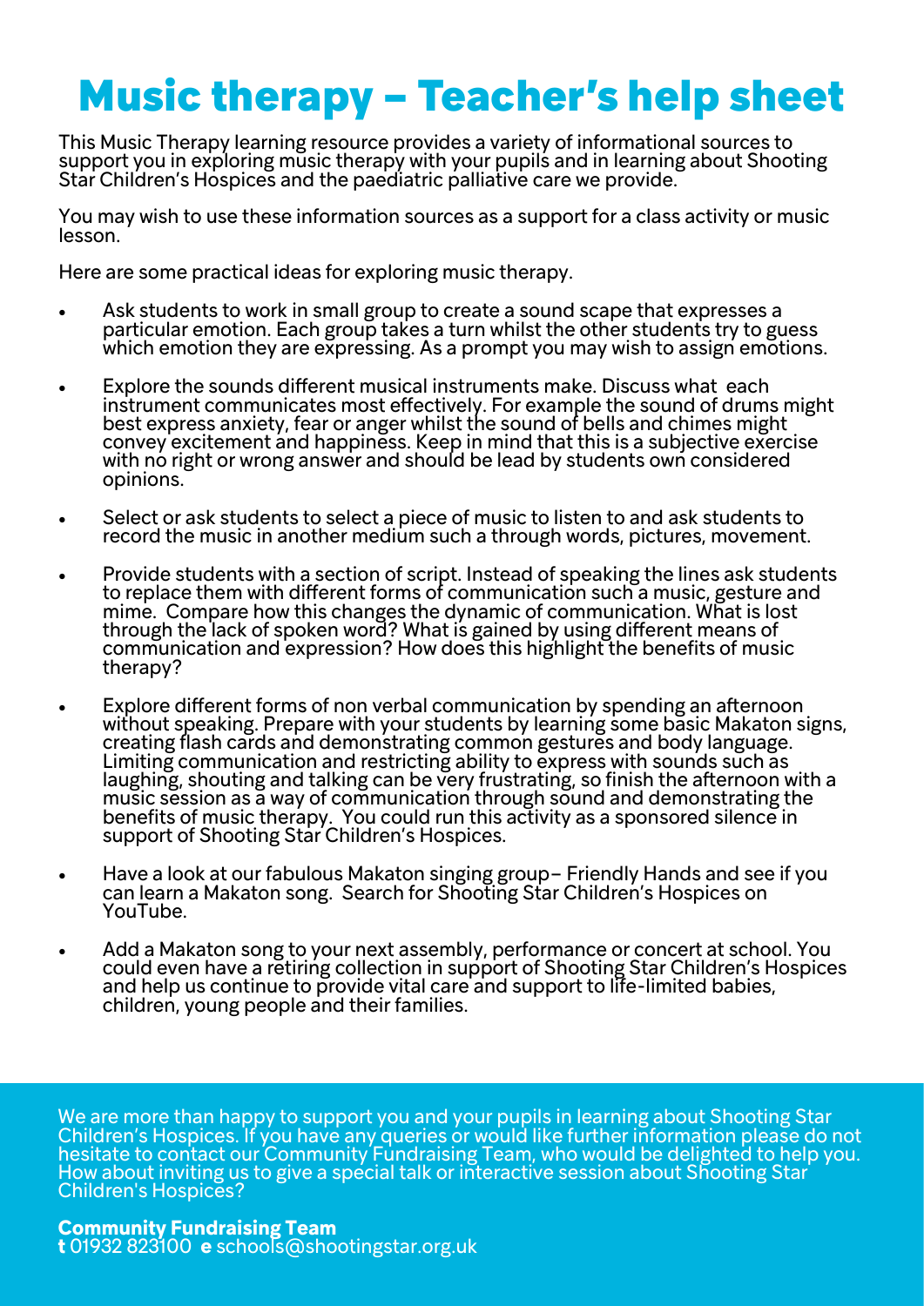# Music therapy – Teacher's help sheet

This Music Therapy learning resource provides a variety of informational sources to support you in exploring music therapy with your pupils and in learning about Shooting Star Children's Hospices and the paediatric palliative care we provide.

You may wish to use these information sources as a support for a class activity or music lesson.

Here are some practical ideas for exploring music therapy.

- Ask students to work in small group to create a sound scape that expresses a particular emotion. Each group takes a turn whilst the other students try to guess which emotion they are expressing. As a prompt you may wish to assign emotions.
- Explore the sounds different musical instruments make. Discuss what each instrument communicates most effectively. For example the sound of drums might best express anxiety, fear or anger whilst the sound of bells and chimes might convey excitement and happiness. Keep in mind that this is a subjective exercise with no right or wrong answer and should be lead by students own considered opinions.
- Select or ask students to select a piece of music to listen to and ask students to record the music in another medium such a through words, pictures, movement.
- Provide students with a section of script. Instead of speaking the lines ask students to replace them with different forms of communication such a music, gesture and mime. Compare how this changes the dynamic of communication. What is lost through the lack of spoken word? What is gained by using different means of communication and expression? How does this highlight the benefits of music therapy?
- Explore different forms of non verbal communication by spending an afternoon without speaking. Prepare with your students by learning some basic Makaton signs, creating flash cards and demonstrating common gestures and body language. Limiting communication and restricting ability to express with sounds such as laughing, shouting and talking can be very frustrating, so finish the afternoon with a music session as a way of communication through sound and demonstrating the benefits of music therapy. You could run this activity as a sponsored silence in support of Shooting Star Children's Hospices.
- Have a look at our fabulous Makaton singing group– Friendly Hands and see if you can learn a Makaton song. Search for Shooting Star Children's Hospices on YouTube.
- Add a Makaton song to your next assembly, performance or concert at school. You could even have a retiring collection in support of Shooting Star Children's Hospices and help us continue to provide vital care and support to life-limited babies, children, young people and their families.

We are more than happy to support you and your pupils in learning about Shooting Star Children's Hospices. If you have any queries or would like further information please do not hesitate to contact our Community Fundraising Team, who would be delighted to help you. How about inviting us to give a special talk or interactive session about Shooting Star Children's Hospices?

**Community Fundraising Team**
**t** 01932 823100 **e** schools@shootingstar.org.uk